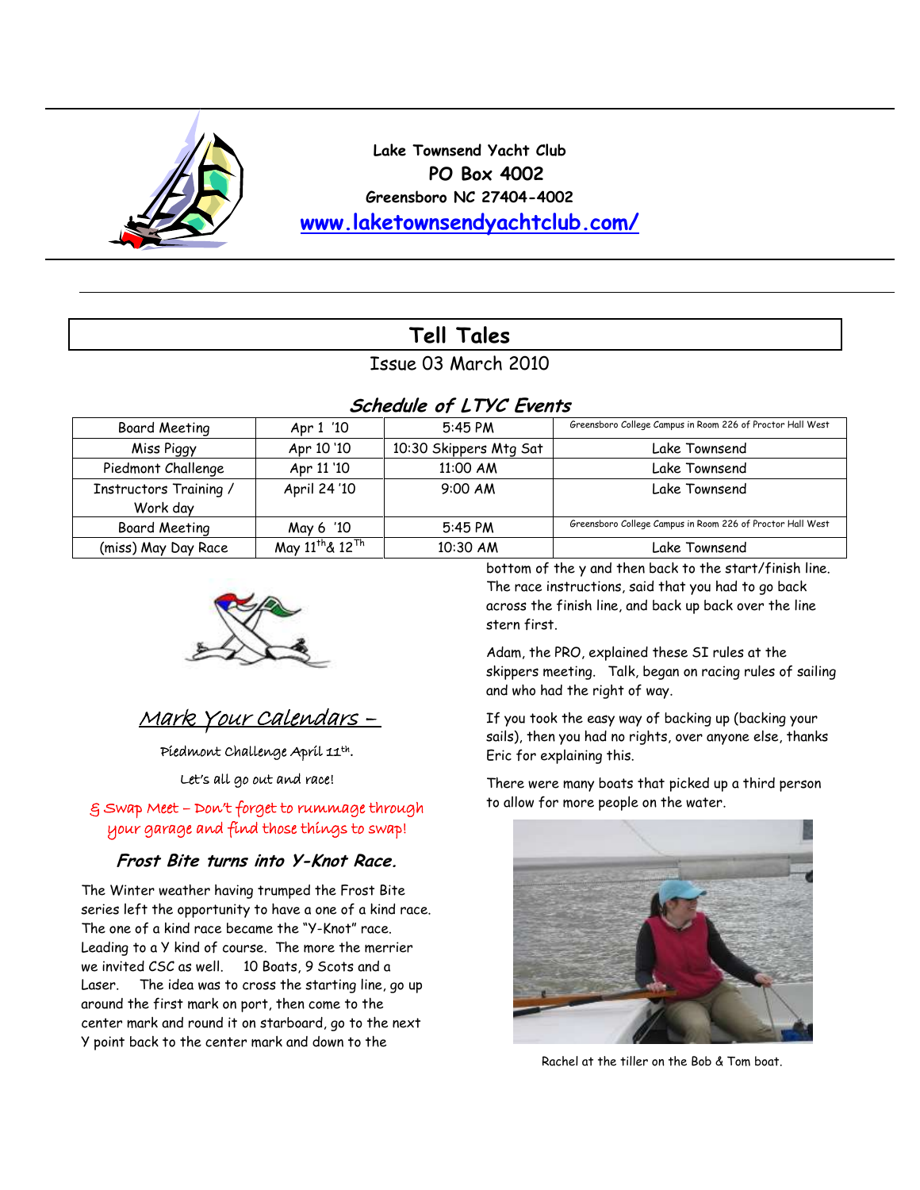Lake Townsend Yacht Club
PO Box 4002
Greensboro NC 27404-4002
[www.laketownsendyachtclub.com/](http://www.laketownsendyachtclub.com/)

# Tell Tales

Issue 03 March 2010

## *Schedule of LTYC Events*

| | | | |
|---|---|---|---|
| Board Meeting | Apr 1 '10 | 5:45 PM | Greensboro College Campus in Room 226 of Proctor Hall West |
| Miss Piggy | Apr 10 '10 | 10:30 Skippers Mtg Sat | Lake Townsend |
| Piedmont Challenge | Apr 11 '10 | 11:00 AM | Lake Townsend |
| Instructors Training / Work day | April 24 '10 | 9:00 AM | Lake Townsend |
| Board Meeting | May 6 '10 | 5:45 PM | Greensboro College Campus in Room 226 of Proctor Hall West |
| (miss) May Day Race | May 11th & 12Th | 10:30 AM | Lake Townsend |

## *Mark Your Calendars –*

Piedmont Challenge April 11th.

Let's all go out and race!

& Swap Meet – Don't forget to rummage through your garage and find those things to swap!

### *Frost Bite turns into Y-Knot Race.*

The Winter weather having trumped the Frost Bite series left the opportunity to have a one of a kind race. The one of a kind race became the "Y-Knot" race. Leading to a Y kind of course. The more the merrier we invited CSC as well. 10 Boats, 9 Scots and a Laser. The idea was to cross the starting line, go up around the first mark on port, then come to the center mark and round it on starboard, go to the next Y point back to the center mark and down to the bottom of the y and then back to the start/finish line. The race instructions, said that you had to go back across the finish line, and back up back over the line stern first.

Adam, the PRO, explained these SI rules at the skippers meeting. Talk, began on racing rules of sailing and who had the right of way.

If you took the easy way of backing up (backing your sails), then you had no rights, over anyone else, thanks Eric for explaining this.

There were many boats that picked up a third person to allow for more people on the water.

Rachel at the tiller on the Bob & Tom boat.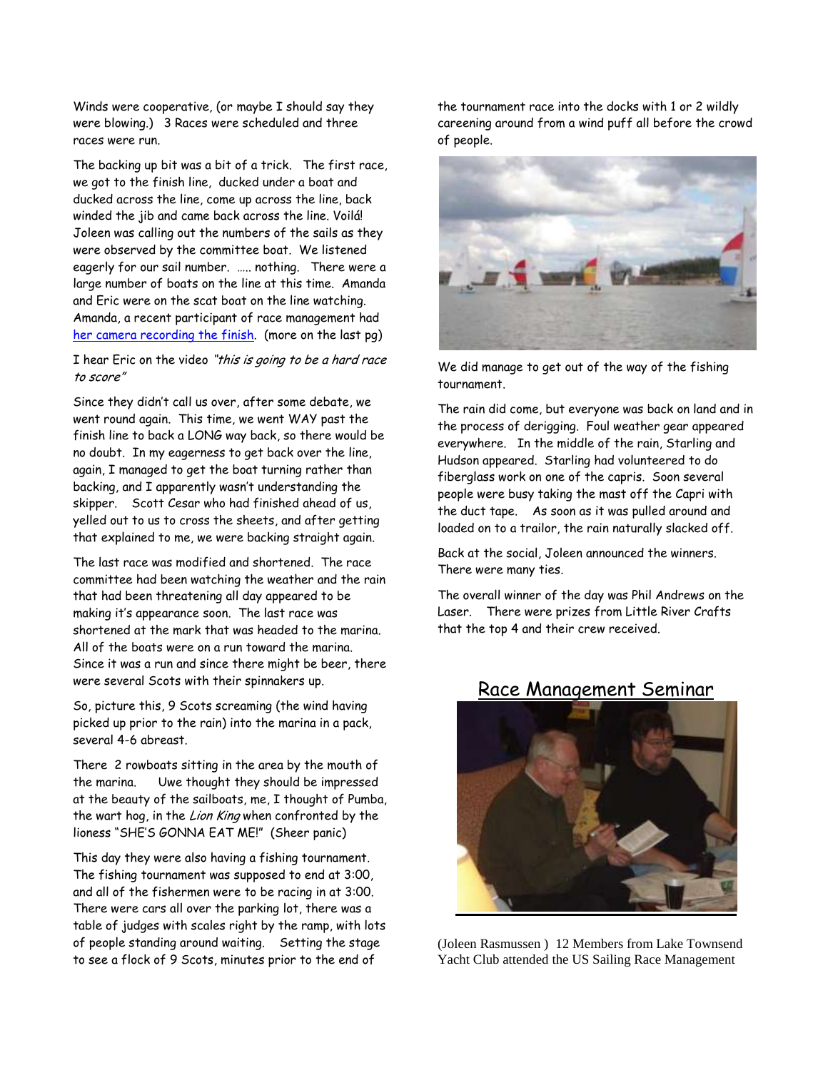Winds were cooperative, (or maybe I should say they were blowing.) 3 Races were scheduled and three races were run.

The backing up bit was a bit of a trick. The first race, we got to the finish line, ducked under a boat and ducked across the line, come up across the line, back winded the jib and came back across the line. Voilá! Joleen was calling out the numbers of the sails as they were observed by the committee boat. We listened eagerly for our sail number. ….. nothing. There were a large number of boats on the line at this time. Amanda and Eric were on the scat boat on the line watching. Amanda, a recent participant of race management had her camera recording the finish. (more on the last pg)

I hear Eric on the video *"this is going to be a hard race to score"*

Since they didn't call us over, after some debate, we went round again. This time, we went WAY past the finish line to back a LONG way back, so there would be no doubt. In my eagerness to get back over the line, again, I managed to get the boat turning rather than backing, and I apparently wasn't understanding the skipper. Scott Cesar who had finished ahead of us, yelled out to us to cross the sheets, and after getting that explained to me, we were backing straight again.

The last race was modified and shortened. The race committee had been watching the weather and the rain that had been threatening all day appeared to be making it's appearance soon. The last race was shortened at the mark that was headed to the marina. All of the boats were on a run toward the marina. Since it was a run and since there might be beer, there were several Scots with their spinnakers up.

So, picture this, 9 Scots screaming (the wind having picked up prior to the rain) into the marina in a pack, several 4-6 abreast.

There 2 rowboats sitting in the area by the mouth of the marina. Uwe thought they should be impressed at the beauty of the sailboats, me, I thought of Pumba, the wart hog, in the *Lion King* when confronted by the lioness "SHE'S GONNA EAT ME!" (Sheer panic)

This day they were also having a fishing tournament. The fishing tournament was supposed to end at 3:00, and all of the fishermen were to be racing in at 3:00. There were cars all over the parking lot, there was a table of judges with scales right by the ramp, with lots of people standing around waiting. Setting the stage to see a flock of 9 Scots, minutes prior to the end of the tournament race into the docks with 1 or 2 wildly careening around from a wind puff all before the crowd of people.

We did manage to get out of the way of the fishing tournament.

The rain did come, but everyone was back on land and in the process of derigging. Foul weather gear appeared everywhere. In the middle of the rain, Starling and Hudson appeared. Starling had volunteered to do fiberglass work on one of the capris. Soon several people were busy taking the mast off the Capri with the duct tape. As soon as it was pulled around and loaded on to a trailor, the rain naturally slacked off.

Back at the social, Joleen announced the winners. There were many ties.

The overall winner of the day was Phil Andrews on the Laser. There were prizes from Little River Crafts that the top 4 and their crew received.

## Race Management Seminar

(Joleen Rasmussen ) 12 Members from Lake Townsend Yacht Club attended the US Sailing Race Management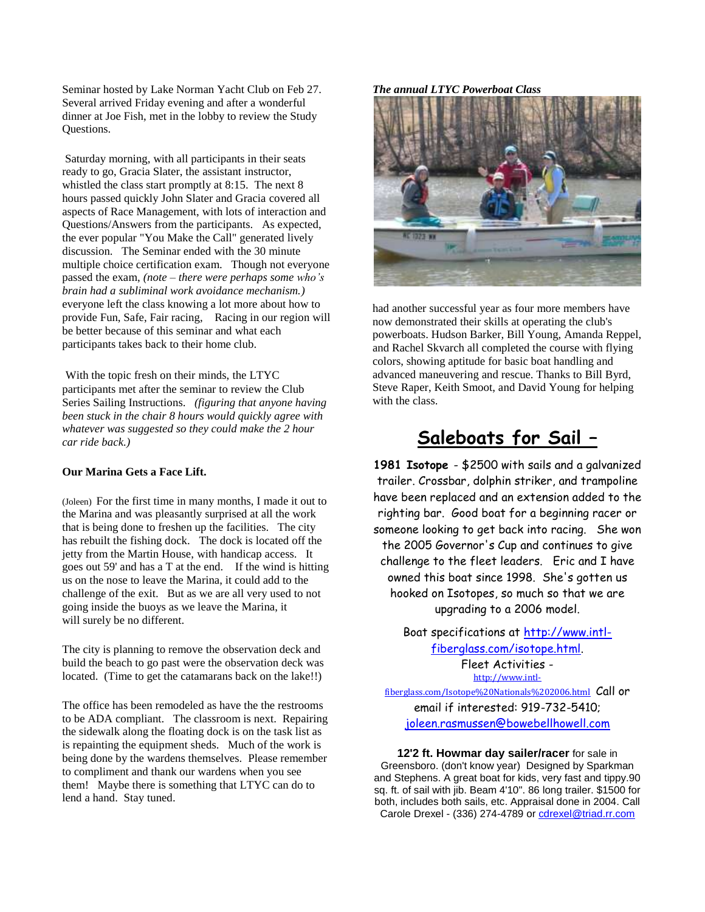Seminar hosted by Lake Norman Yacht Club on Feb 27. Several arrived Friday evening and after a wonderful dinner at Joe Fish, met in the lobby to review the Study Questions.

Saturday morning, with all participants in their seats ready to go, Gracia Slater, the assistant instructor, whistled the class start promptly at 8:15. The next 8 hours passed quickly John Slater and Gracia covered all aspects of Race Management, with lots of interaction and Questions/Answers from the participants. As expected, the ever popular "You Make the Call" generated lively discussion. The Seminar ended with the 30 minute multiple choice certification exam. Though not everyone passed the exam, *(note – there were perhaps some who's brain had a subliminal work avoidance mechanism.)* everyone left the class knowing a lot more about how to provide Fun, Safe, Fair racing, Racing in our region will be better because of this seminar and what each participants takes back to their home club.

With the topic fresh on their minds, the LTYC participants met after the seminar to review the Club Series Sailing Instructions. *(figuring that anyone having been stuck in the chair 8 hours would quickly agree with whatever was suggested so they could make the 2 hour car ride back.)*

**Our Marina Gets a Face Lift.**

(Joleen) For the first time in many months, I made it out to the Marina and was pleasantly surprised at all the work that is being done to freshen up the facilities. The city has rebuilt the fishing dock. The dock is located off the jetty from the Martin House, with handicap access. It goes out 59' and has a T at the end. If the wind is hitting us on the nose to leave the Marina, it could add to the challenge of the exit. But as we are all very used to not going inside the buoys as we leave the Marina, it will surely be no different.

The city is planning to remove the observation deck and build the beach to go past were the observation deck was located. (Time to get the catamarans back on the lake!!)

The office has been remodeled as have the the restrooms to be ADA compliant. The classroom is next. Repairing the sidewalk along the floating dock is on the task list as is repainting the equipment sheds. Much of the work is being done by the wardens themselves. Please remember to compliment and thank our wardens when you see them! Maybe there is something that LTYC can do to lend a hand. Stay tuned.

***The annual LTYC Powerboat Class***

had another successful year as four more members have now demonstrated their skills at operating the club's powerboats. Hudson Barker, Bill Young, Amanda Reppel, and Rachel Skvarch all completed the course with flying colors, showing aptitude for basic boat handling and advanced maneuvering and rescue. Thanks to Bill Byrd, Steve Raper, Keith Smoot, and David Young for helping with the class.

## Saleboats for Sail –

**1981 Isotope** - $2500 with sails and a galvanized trailer. Crossbar, dolphin striker, and trampoline have been replaced and an extension added to the righting bar. Good boat for a beginning racer or someone looking to get back into racing. She won the 2005 Governor's Cup and continues to give challenge to the fleet leaders. Eric and I have owned this boat since 1998. She's gotten us hooked on Isotopes, so much so that we are upgrading to a 2006 model.

Boat specifications at http://www.intl-fiberglass.com/isotope.html.
Fleet Activities - http://www.intl-fiberglass.com/Isotope%20Nationals%202006.html Call or email if interested: 919-732-5410; joleen.rasmussen@bowebellhowell.com

**12'2 ft. Howmar day sailer/racer** for sale in Greensboro. (don't know year) Designed by Sparkman and Stephens. A great boat for kids, very fast and tippy.90 sq. ft. of sail with jib. Beam 4'10". 86 long trailer. $1500 for both, includes both sails, etc. Appraisal done in 2004. Call Carole Drexel - (336) 274-4789 or cdrexel@triad.rr.com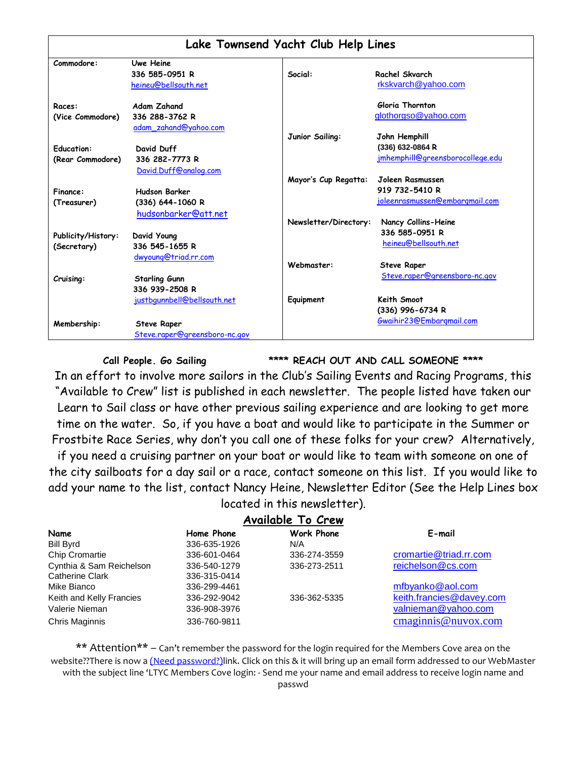# Lake Townsend Yacht Club Help Lines

| Position | Contact |
| --- | --- |
| Commodore: | Uwe Heine<br>336 585-0951 R<br>heineu@bellsouth.net |
| Races:<br>(Vice Commodore) | Adam Zahand<br>336 288-3762 R<br>adam_zahand@yahoo.com |
| Education:<br>(Rear Commodore) | David Duff<br>336 282-7773 R<br>David.Duff@analog.com |
| Finance:<br>(Treasurer) | Hudson Barker<br>(336) 644-1060 R<br>hudsonbarker@att.net |
| Publicity/History:<br>(Secretary) | David Young<br>336 545-1655 R<br>dwyoung@triad.rr.com |
| Cruising: | Starling Gunn<br>336 939-2508 R<br>justbgunnbell@bellsouth.net |
| Membership: | Steve Raper<br>Steve.raper@greensboro-nc.gov |
| Social: | Rachel Skvarch<br>rkskvarch@yahoo.com<br>Gloria Thornton<br>glothorgso@yahoo.com |
| Junior Sailing: | John Hemphill<br>(336) 632-0864 R<br>jmhemphill@greensborocollege.edu |
| Mayor's Cup Regatta: | Joleen Rasmussen<br>919 732-5410 R<br>joleenrasmussen@embarqmail.com |
| Newsletter/Directory: | Nancy Collins-Heine<br>336 585-0951 R<br>heineu@bellsouth.net |
| Webmaster: | Steve Raper<br>Steve.raper@greensboro-nc.gov |
| Equipment | Keith Smoot<br>(336) 996-6734 R<br>Gwaihir23@Embarqmail.com |

**Call People. Go Sailing** **\*\*\*\* REACH OUT AND CALL SOMEONE \*\*\*\***

In an effort to involve more sailors in the Club's Sailing Events and Racing Programs, this "Available to Crew" list is published in each newsletter. The people listed have taken our Learn to Sail class or have other previous sailing experience and are looking to get more time on the water. So, if you have a boat and would like to participate in the Summer or Frostbite Race Series, why don't you call one of these folks for your crew? Alternatively, if you need a cruising partner on your boat or would like to team with someone on one of the city sailboats for a day sail or a race, contact someone on this list. If you would like to add your name to the list, contact Nancy Heine, Newsletter Editor (See the Help Lines box located in this newsletter).

## Available To Crew

| Name | Home Phone | Work Phone | E-mail |
| --- | --- | --- | --- |
| Bill Byrd | 336-635-1926 | N/A | |
| Chip Cromartie | 336-601-0464 | 336-274-3559 | cromartie@triad.rr.com |
| Cynthia & Sam Reichelson | 336-540-1279 | 336-273-2511 | reichelson@cs.com |
| Catherine Clark | 336-315-0414 | | |
| Mike Bianco | 336-299-4461 | | mfbyanko@aol.com |
| Keith and Kelly Francies | 336-292-9042 | 336-362-5335 | keith.francies@davey.com |
| Valerie Nieman | 336-908-3976 | | valnieman@yahoo.com |
| Chris Maginnis | 336-760-9811 | | cmaginnis@nuvox.com |

\*\* Attention\*\* – Can't remember the password for the login required for the Members Cove area on the website??There is now a (Need password?)link. Click on this & it will bring up an email form addressed to our WebMaster with the subject line 'LTYC Members Cove login: - Send me your name and email address to receive login name and passwd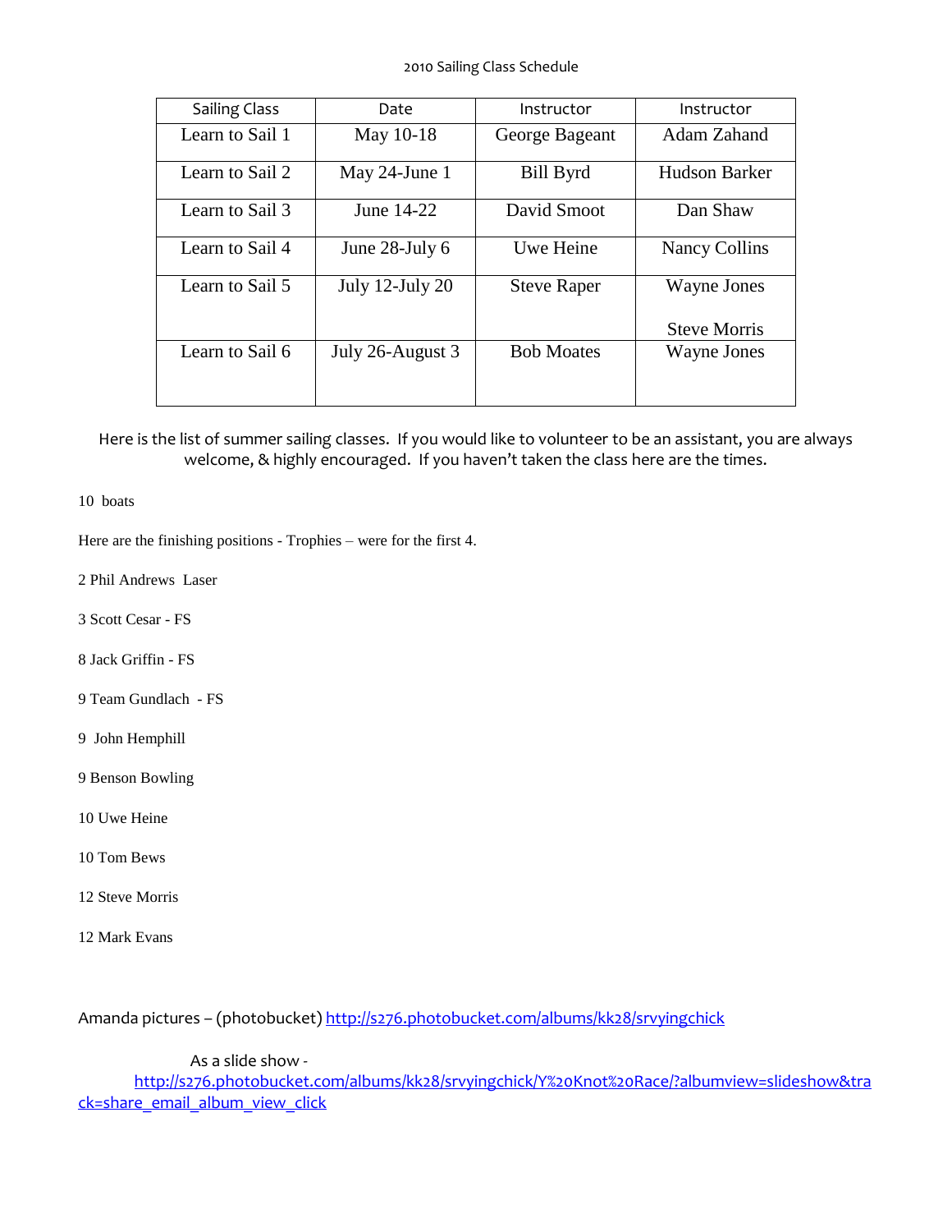2010 Sailing Class Schedule

| Sailing Class | Date | Instructor | Instructor |
|---|---|---|---|
| Learn to Sail 1 | May 10-18 | George Bageant | Adam Zahand |
| Learn to Sail 2 | May 24-June 1 | Bill Byrd | Hudson Barker |
| Learn to Sail 3 | June 14-22 | David Smoot | Dan Shaw |
| Learn to Sail 4 | June 28-July 6 | Uwe Heine | Nancy Collins |
| Learn to Sail 5 | July 12-July 20 | Steve Raper | Wayne Jones<br><br>Steve Morris |
| Learn to Sail 6 | July 26-August 3 | Bob Moates | Wayne Jones |

Here is the list of summer sailing classes. If you would like to volunteer to be an assistant, you are always welcome, & highly encouraged. If you haven't taken the class here are the times.

10 boats

Here are the finishing positions - Trophies – were for the first 4.

2 Phil Andrews Laser

3 Scott Cesar - FS

8 Jack Griffin - FS

9 Team Gundlach - FS

9 John Hemphill

9 Benson Bowling

10 Uwe Heine

10 Tom Bews

12 Steve Morris

12 Mark Evans

Amanda pictures – (photobucket) http://s276.photobucket.com/albums/kk28/srvyingchick

As a slide show - http://s276.photobucket.com/albums/kk28/srvyingchick/Y%20Knot%20Race/?albumview=slideshow&track=share_email_album_view_click